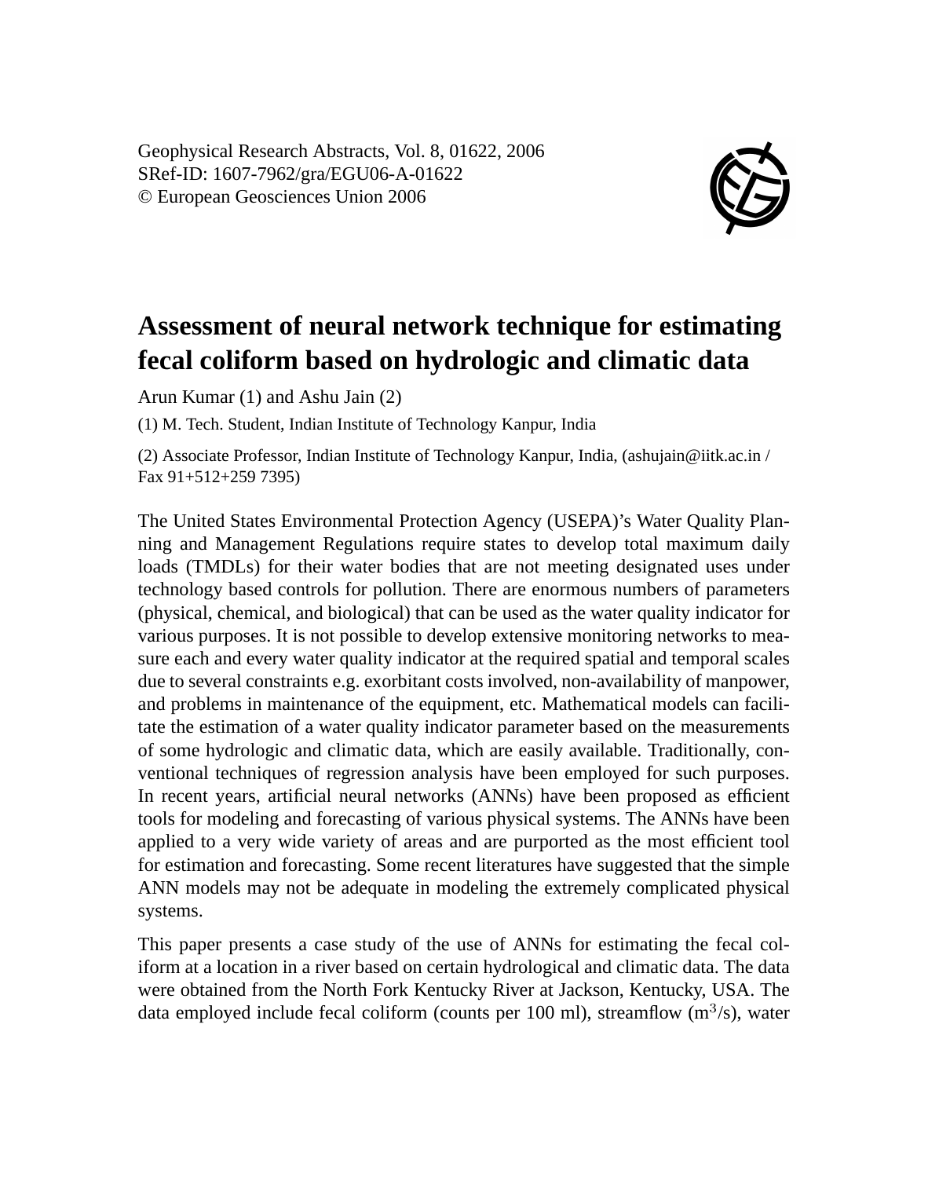Geophysical Research Abstracts, Vol. 8, 01622, 2006
SRef-ID: 1607-7962/gra/EGU06-A-01622
© European Geosciences Union 2006

# Assessment of neural network technique for estimating fecal coliform based on hydrologic and climatic data

Arun Kumar (1) and Ashu Jain (2)

(1) M. Tech. Student, Indian Institute of Technology Kanpur, India

(2) Associate Professor, Indian Institute of Technology Kanpur, India, (ashujain@iitk.ac.in / Fax 91+512+259 7395)

The United States Environmental Protection Agency (USEPA)'s Water Quality Planning and Management Regulations require states to develop total maximum daily loads (TMDLs) for their water bodies that are not meeting designated uses under technology based controls for pollution. There are enormous numbers of parameters (physical, chemical, and biological) that can be used as the water quality indicator for various purposes. It is not possible to develop extensive monitoring networks to measure each and every water quality indicator at the required spatial and temporal scales due to several constraints e.g. exorbitant costs involved, non-availability of manpower, and problems in maintenance of the equipment, etc. Mathematical models can facilitate the estimation of a water quality indicator parameter based on the measurements of some hydrologic and climatic data, which are easily available. Traditionally, conventional techniques of regression analysis have been employed for such purposes. In recent years, artificial neural networks (ANNs) have been proposed as efficient tools for modeling and forecasting of various physical systems. The ANNs have been applied to a very wide variety of areas and are purported as the most efficient tool for estimation and forecasting. Some recent literatures have suggested that the simple ANN models may not be adequate in modeling the extremely complicated physical systems.

This paper presents a case study of the use of ANNs for estimating the fecal coliform at a location in a river based on certain hydrological and climatic data. The data were obtained from the North Fork Kentucky River at Jackson, Kentucky, USA. The data employed include fecal coliform (counts per 100 ml), streamflow ($m^3$/s), water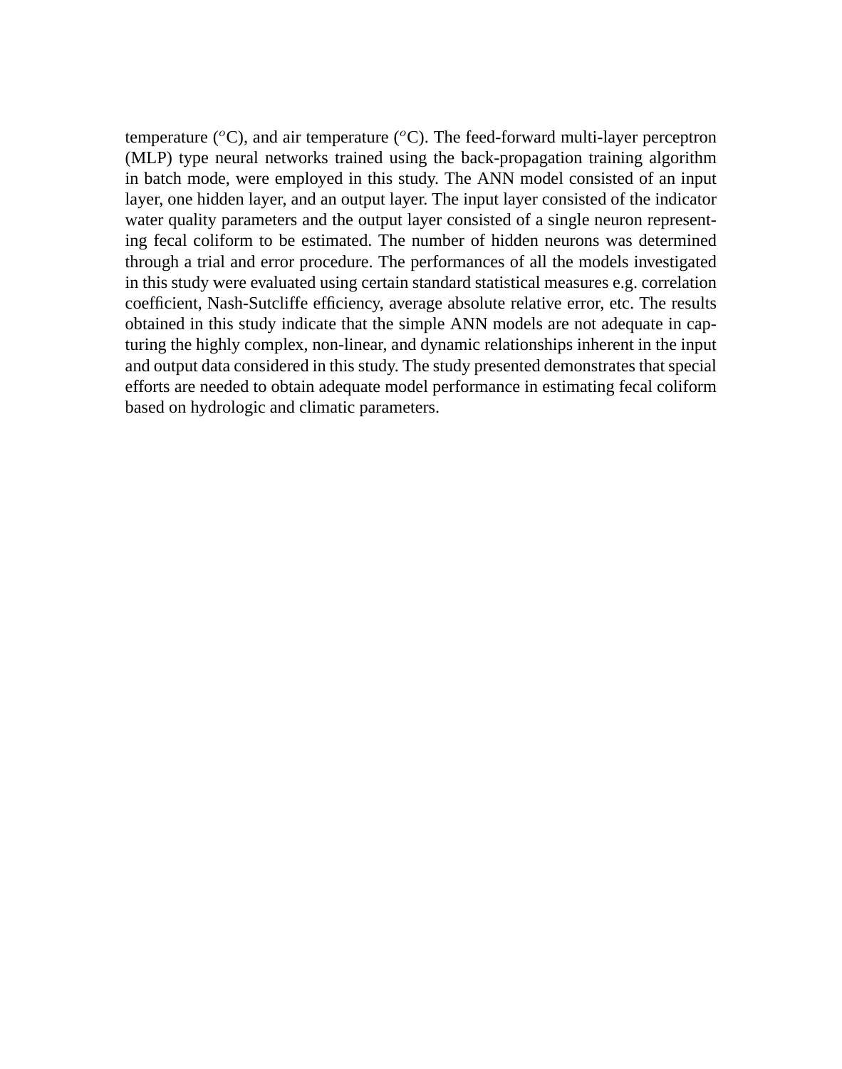temperature ($^o$C), and air temperature ($^o$C). The feed-forward multi-layer perceptron (MLP) type neural networks trained using the back-propagation training algorithm in batch mode, were employed in this study. The ANN model consisted of an input layer, one hidden layer, and an output layer. The input layer consisted of the indicator water quality parameters and the output layer consisted of a single neuron representing fecal coliform to be estimated. The number of hidden neurons was determined through a trial and error procedure. The performances of all the models investigated in this study were evaluated using certain standard statistical measures e.g. correlation coefficient, Nash-Sutcliffe efficiency, average absolute relative error, etc. The results obtained in this study indicate that the simple ANN models are not adequate in capturing the highly complex, non-linear, and dynamic relationships inherent in the input and output data considered in this study. The study presented demonstrates that special efforts are needed to obtain adequate model performance in estimating fecal coliform based on hydrologic and climatic parameters.